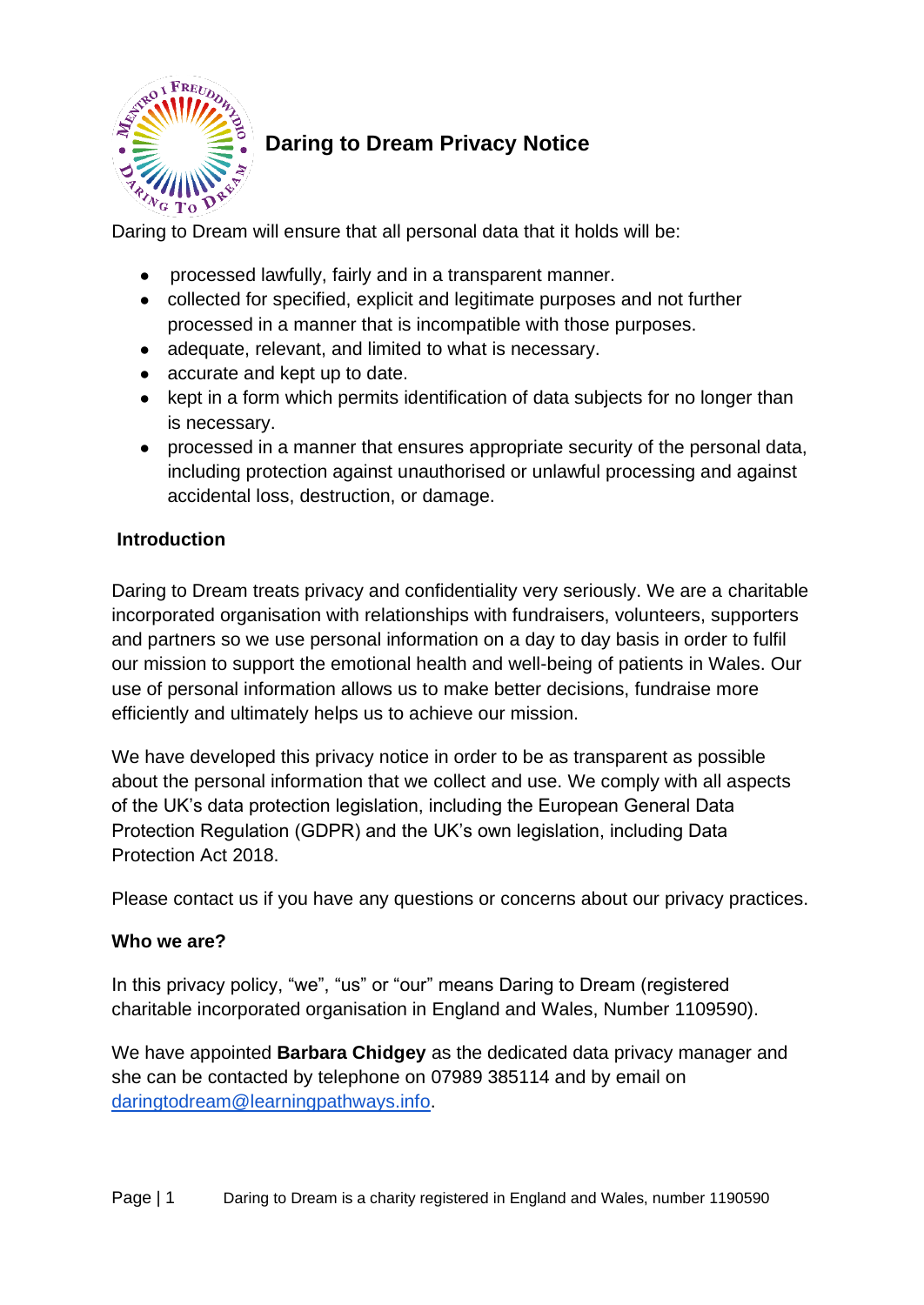# Daring to Dream Privacy Notice

Daring to Dream will ensure that all personal data that it holds will be:

- processed lawfully, fairly and in a transparent manner.
- collected for specified, explicit and legitimate purposes and not further processed in a manner that is incompatible with those purposes.
- adequate, relevant, and limited to what is necessary.
- accurate and kept up to date.
- kept in a form which permits identification of data subjects for no longer than is necessary.
- processed in a manner that ensures appropriate security of the personal data, including protection against unauthorised or unlawful processing and against accidental loss, destruction, or damage.

## Introduction

Daring to Dream treats privacy and confidentiality very seriously. We are a charitable incorporated organisation with relationships with fundraisers, volunteers, supporters and partners so we use personal information on a day to day basis in order to fulfil our mission to support the emotional health and well-being of patients in Wales. Our use of personal information allows us to make better decisions, fundraise more efficiently and ultimately helps us to achieve our mission.

We have developed this privacy notice in order to be as transparent as possible about the personal information that we collect and use. We comply with all aspects of the UK's data protection legislation, including the European General Data Protection Regulation (GDPR) and the UK's own legislation, including Data Protection Act 2018.

Please contact us if you have any questions or concerns about our privacy practices.

## Who we are?

In this privacy policy, "we", "us" or "our" means Daring to Dream (registered charitable incorporated organisation in England and Wales, Number 1109590).

We have appointed **Barbara Chidgey** as the dedicated data privacy manager and she can be contacted by telephone on 07989 385114 and by email on daringtodream@learningpathways.info.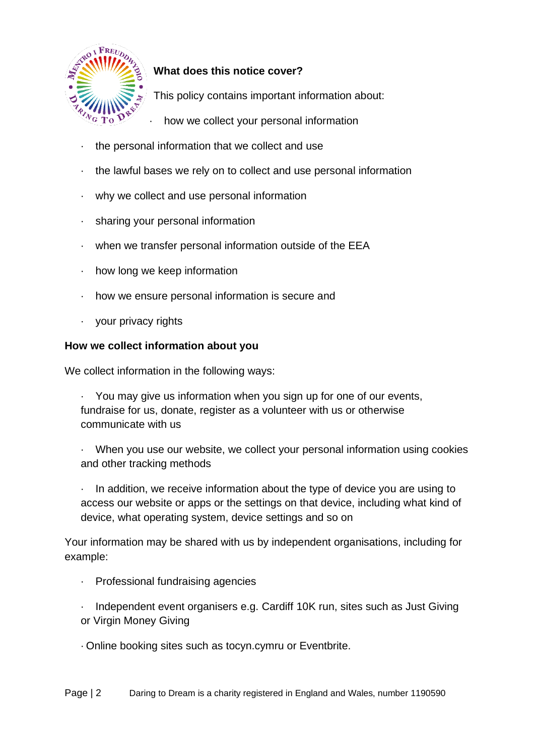### What does this notice cover?

This policy contains important information about:

- how we collect your personal information
- the personal information that we collect and use
- the lawful bases we rely on to collect and use personal information
- why we collect and use personal information
- sharing your personal information
- when we transfer personal information outside of the EEA
- how long we keep information
- how we ensure personal information is secure and
- your privacy rights

### How we collect information about you

We collect information in the following ways:

- You may give us information when you sign up for one of our events, fundraise for us, donate, register as a volunteer with us or otherwise communicate with us
- When you use our website, we collect your personal information using cookies and other tracking methods
- In addition, we receive information about the type of device you are using to access our website or apps or the settings on that device, including what kind of device, what operating system, device settings and so on

Your information may be shared with us by independent organisations, including for example:

- Professional fundraising agencies
- Independent event organisers e.g. Cardiff 10K run, sites such as Just Giving or Virgin Money Giving
- Online booking sites such as tocyn.cymru or Eventbrite.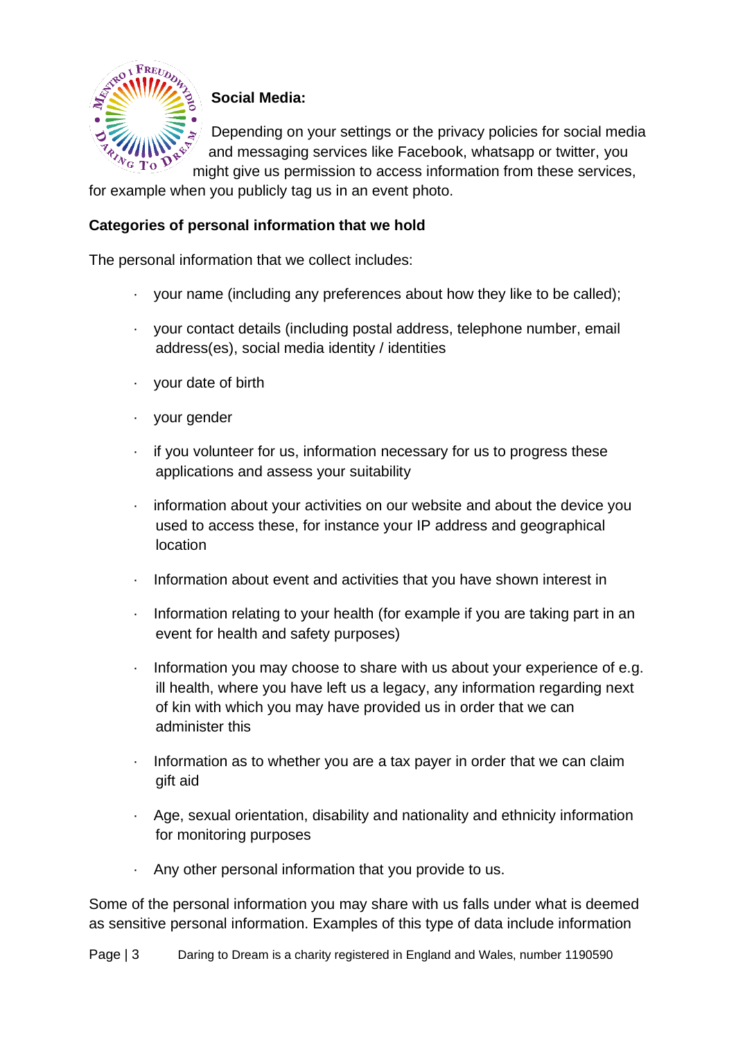**Social Media:**

Depending on your settings or the privacy policies for social media and messaging services like Facebook, whatsapp or twitter, you might give us permission to access information from these services, for example when you publicly tag us in an event photo.

**Categories of personal information that we hold**

The personal information that we collect includes:

- your name (including any preferences about how they like to be called);
- your contact details (including postal address, telephone number, email address(es), social media identity / identities
- your date of birth
- your gender
- if you volunteer for us, information necessary for us to progress these applications and assess your suitability
- information about your activities on our website and about the device you used to access these, for instance your IP address and geographical location
- Information about event and activities that you have shown interest in
- Information relating to your health (for example if you are taking part in an event for health and safety purposes)
- Information you may choose to share with us about your experience of e.g. ill health, where you have left us a legacy, any information regarding next of kin with which you may have provided us in order that we can administer this
- Information as to whether you are a tax payer in order that we can claim gift aid
- Age, sexual orientation, disability and nationality and ethnicity information for monitoring purposes
- Any other personal information that you provide to us.

Some of the personal information you may share with us falls under what is deemed as sensitive personal information. Examples of this type of data include information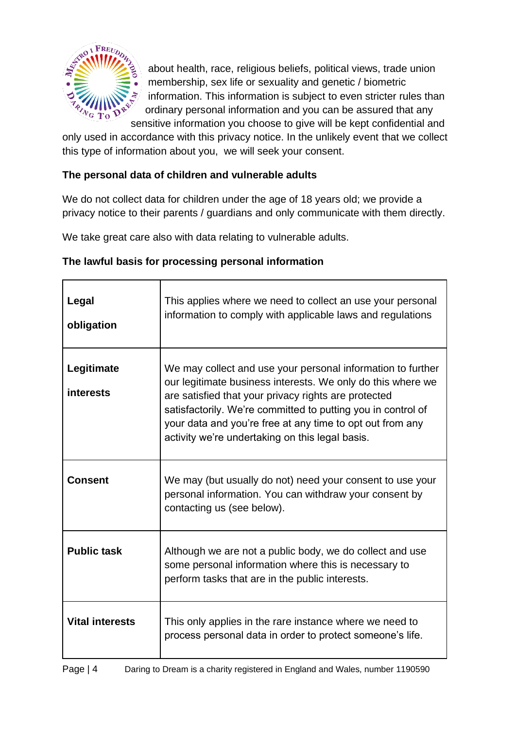about health, race, religious beliefs, political views, trade union membership, sex life or sexuality and genetic / biometric information. This information is subject to even stricter rules than ordinary personal information and you can be assured that any sensitive information you choose to give will be kept confidential and only used in accordance with this privacy notice. In the unlikely event that we collect this type of information about you, we will seek your consent.

**The personal data of children and vulnerable adults**

We do not collect data for children under the age of 18 years old; we provide a privacy notice to their parents / guardians and only communicate with them directly.

We take great care also with data relating to vulnerable adults.

**The lawful basis for processing personal information**

| | |
|---|---|
| **Legal obligation** | This applies where we need to collect an use your personal information to comply with applicable laws and regulations |
| **Legitimate interests** | We may collect and use your personal information to further our legitimate business interests. We only do this where we are satisfied that your privacy rights are protected satisfactorily. We're committed to putting you in control of your data and you're free at any time to opt out from any activity we're undertaking on this legal basis. |
| **Consent** | We may (but usually do not) need your consent to use your personal information. You can withdraw your consent by contacting us (see below). |
| **Public task** | Although we are not a public body, we do collect and use some personal information where this is necessary to perform tasks that are in the public interests. |
| **Vital interests** | This only applies in the rare instance where we need to process personal data in order to protect someone's life. |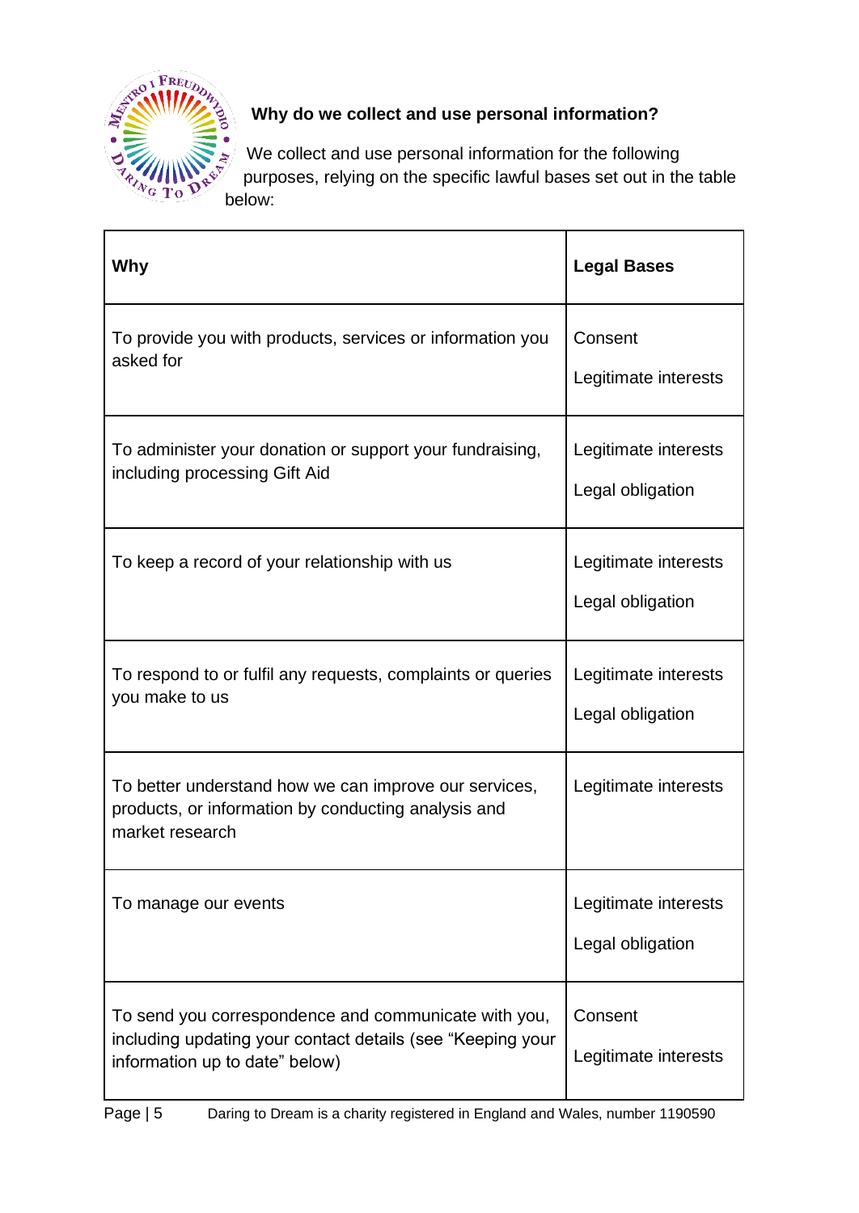## Why do we collect and use personal information?

We collect and use personal information for the following purposes, relying on the specific lawful bases set out in the table below:

| Why | Legal Bases |
| --- | --- |
| To provide you with products, services or information you asked for | Consent<br><br>Legitimate interests |
| To administer your donation or support your fundraising, including processing Gift Aid | Legitimate interests<br><br>Legal obligation |
| To keep a record of your relationship with us | Legitimate interests<br><br>Legal obligation |
| To respond to or fulfil any requests, complaints or queries you make to us | Legitimate interests<br><br>Legal obligation |
| To better understand how we can improve our services, products, or information by conducting analysis and market research | Legitimate interests |
| To manage our events | Legitimate interests<br><br>Legal obligation |
| To send you correspondence and communicate with you, including updating your contact details (see "Keeping your information up to date" below) | Consent<br><br>Legitimate interests |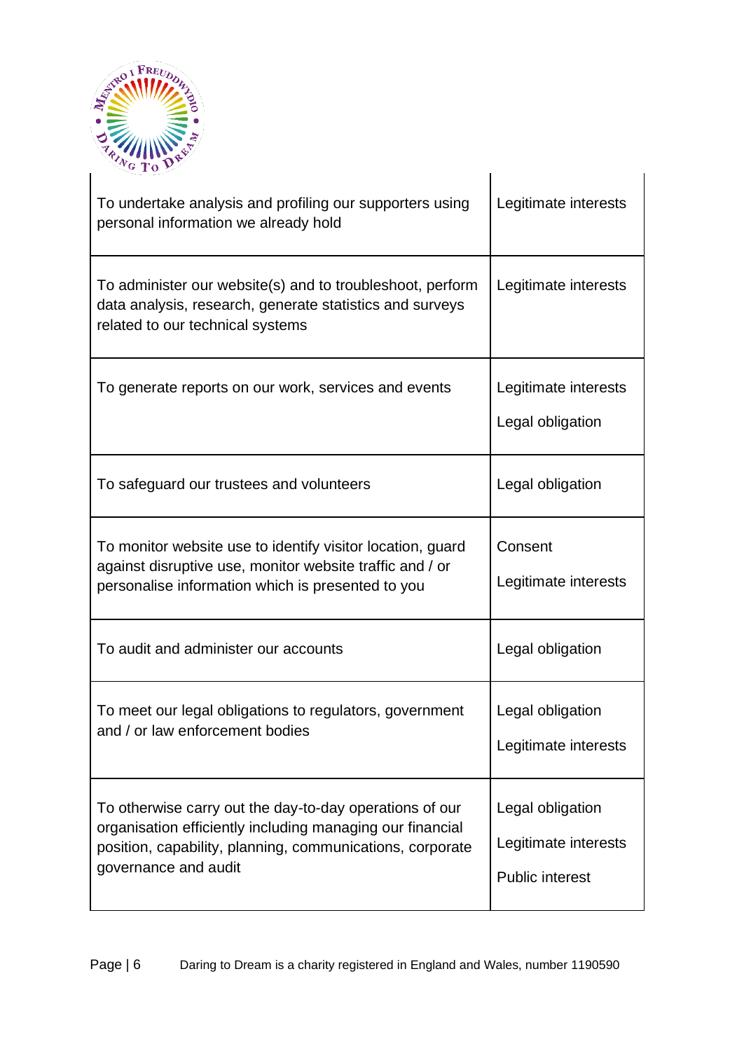| | |
|---|---|
| To undertake analysis and profiling our supporters using personal information we already hold | Legitimate interests |
| To administer our website(s) and to troubleshoot, perform data analysis, research, generate statistics and surveys related to our technical systems | Legitimate interests |
| To generate reports on our work, services and events | Legitimate interests<br><br>Legal obligation |
| To safeguard our trustees and volunteers | Legal obligation |
| To monitor website use to identify visitor location, guard against disruptive use, monitor website traffic and / or personalise information which is presented to you | Consent<br><br>Legitimate interests |
| To audit and administer our accounts | Legal obligation |
| To meet our legal obligations to regulators, government and / or law enforcement bodies | Legal obligation<br><br>Legitimate interests |
| To otherwise carry out the day-to-day operations of our organisation efficiently including managing our financial position, capability, planning, communications, corporate governance and audit | Legal obligation<br><br>Legitimate interests<br><br>Public interest |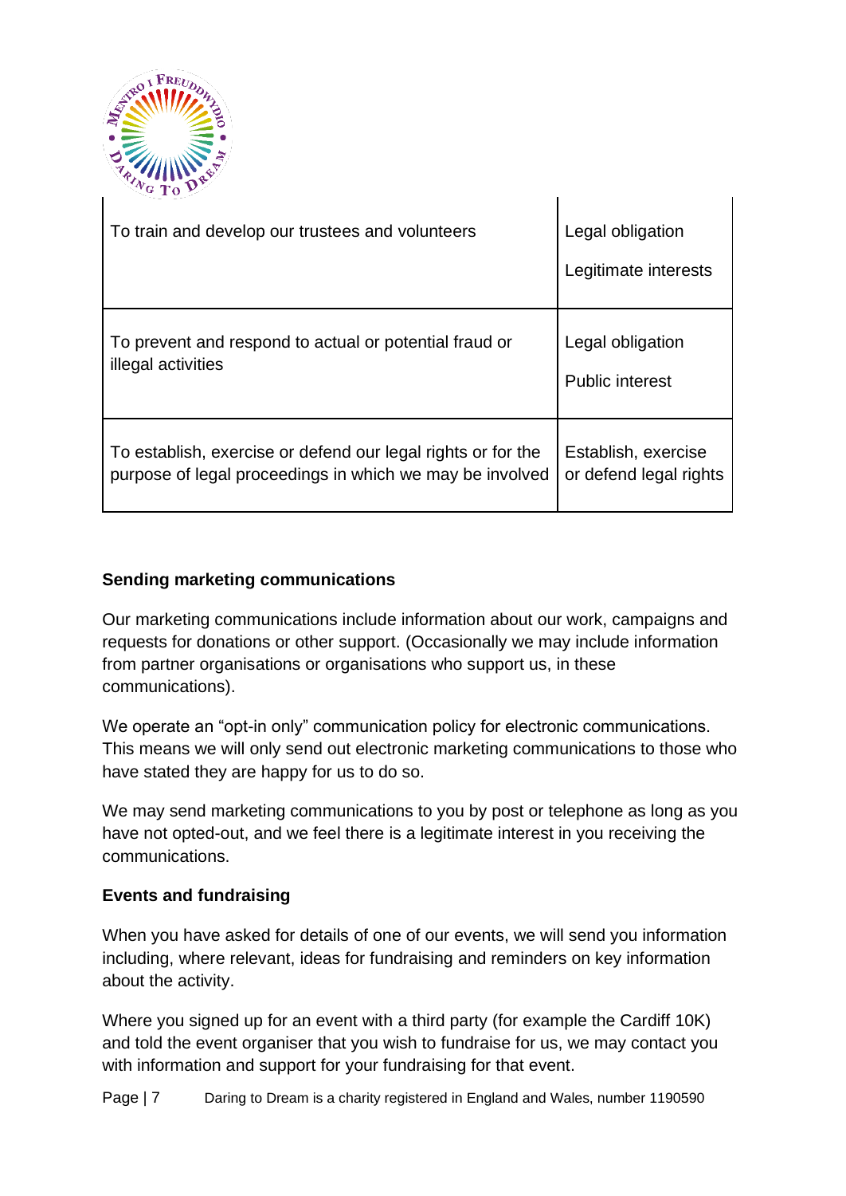| | |
|---|---|
| To train and develop our trustees and volunteers | Legal obligation<br><br>Legitimate interests |
| To prevent and respond to actual or potential fraud or illegal activities | Legal obligation<br><br>Public interest |
| To establish, exercise or defend our legal rights or for the purpose of legal proceedings in which we may be involved | Establish, exercise or defend legal rights |

**Sending marketing communications**

Our marketing communications include information about our work, campaigns and requests for donations or other support. (Occasionally we may include information from partner organisations or organisations who support us, in these communications).

We operate an "opt-in only" communication policy for electronic communications. This means we will only send out electronic marketing communications to those who have stated they are happy for us to do so.

We may send marketing communications to you by post or telephone as long as you have not opted-out, and we feel there is a legitimate interest in you receiving the communications.

**Events and fundraising**

When you have asked for details of one of our events, we will send you information including, where relevant, ideas for fundraising and reminders on key information about the activity.

Where you signed up for an event with a third party (for example the Cardiff 10K) and told the event organiser that you wish to fundraise for us, we may contact you with information and support for your fundraising for that event.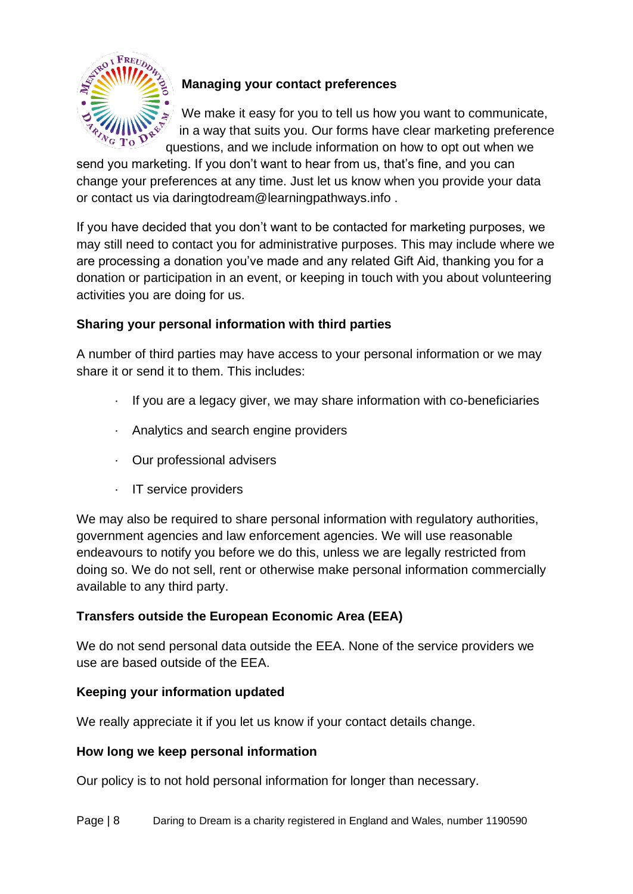## Managing your contact preferences

We make it easy for you to tell us how you want to communicate, in a way that suits you. Our forms have clear marketing preference questions, and we include information on how to opt out when we send you marketing. If you don't want to hear from us, that's fine, and you can change your preferences at any time. Just let us know when you provide your data or contact us via daringtodream@learningpathways.info .

If you have decided that you don't want to be contacted for marketing purposes, we may still need to contact you for administrative purposes. This may include where we are processing a donation you've made and any related Gift Aid, thanking you for a donation or participation in an event, or keeping in touch with you about volunteering activities you are doing for us.

## Sharing your personal information with third parties

A number of third parties may have access to your personal information or we may share it or send it to them. This includes:

- If you are a legacy giver, we may share information with co-beneficiaries
- Analytics and search engine providers
- Our professional advisers
- IT service providers

We may also be required to share personal information with regulatory authorities, government agencies and law enforcement agencies. We will use reasonable endeavours to notify you before we do this, unless we are legally restricted from doing so. We do not sell, rent or otherwise make personal information commercially available to any third party.

## Transfers outside the European Economic Area (EEA)

We do not send personal data outside the EEA. None of the service providers we use are based outside of the EEA.

## Keeping your information updated

We really appreciate it if you let us know if your contact details change.

## How long we keep personal information

Our policy is to not hold personal information for longer than necessary.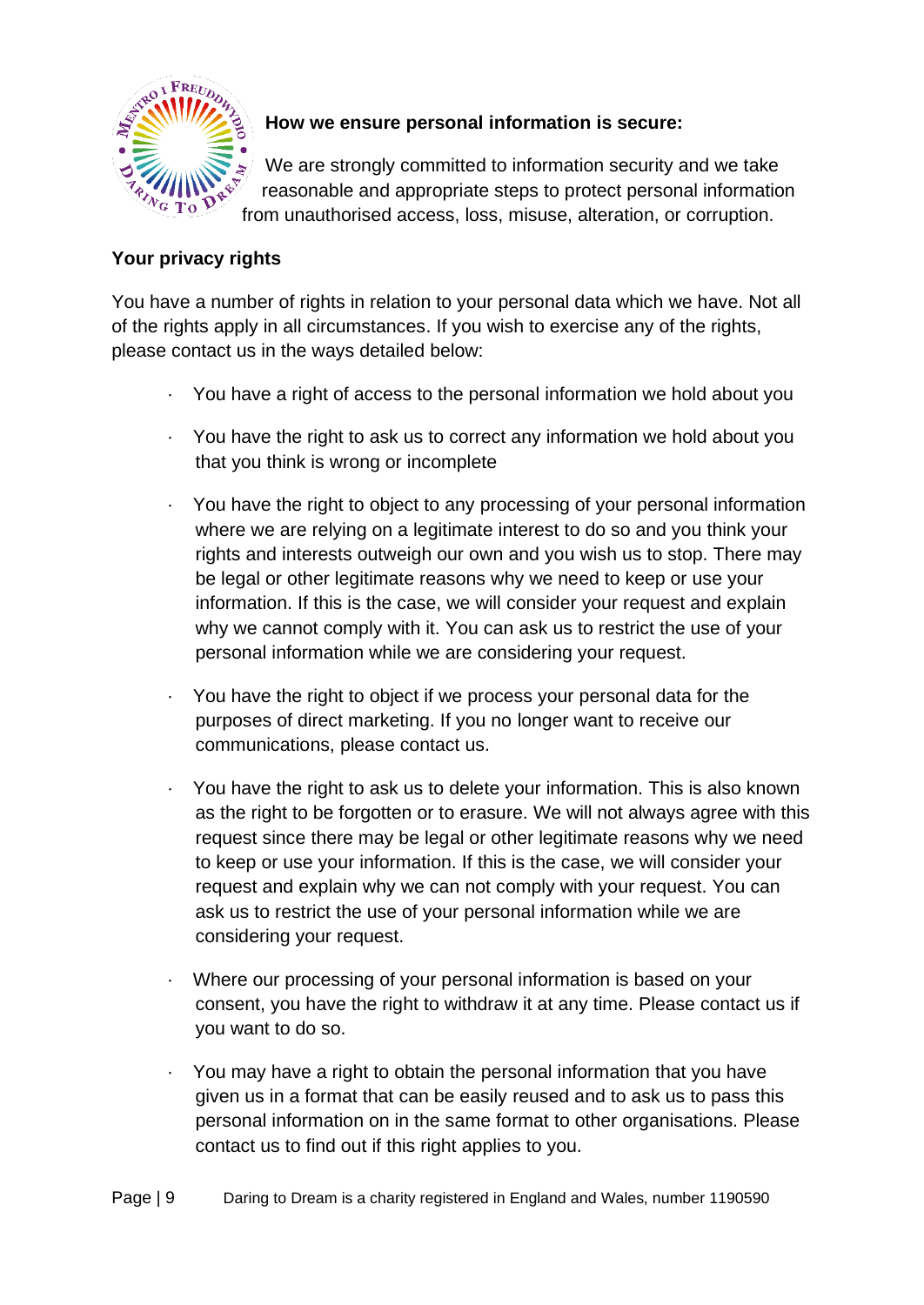**How we ensure personal information is secure:**

We are strongly committed to information security and we take reasonable and appropriate steps to protect personal information from unauthorised access, loss, misuse, alteration, or corruption.

**Your privacy rights**

You have a number of rights in relation to your personal data which we have. Not all of the rights apply in all circumstances. If you wish to exercise any of the rights, please contact us in the ways detailed below:

- You have a right of access to the personal information we hold about you
- You have the right to ask us to correct any information we hold about you that you think is wrong or incomplete
- You have the right to object to any processing of your personal information where we are relying on a legitimate interest to do so and you think your rights and interests outweigh our own and you wish us to stop. There may be legal or other legitimate reasons why we need to keep or use your information. If this is the case, we will consider your request and explain why we cannot comply with it. You can ask us to restrict the use of your personal information while we are considering your request.
- You have the right to object if we process your personal data for the purposes of direct marketing. If you no longer want to receive our communications, please contact us.
- You have the right to ask us to delete your information. This is also known as the right to be forgotten or to erasure. We will not always agree with this request since there may be legal or other legitimate reasons why we need to keep or use your information. If this is the case, we will consider your request and explain why we can not comply with your request. You can ask us to restrict the use of your personal information while we are considering your request.
- Where our processing of your personal information is based on your consent, you have the right to withdraw it at any time. Please contact us if you want to do so.
- You may have a right to obtain the personal information that you have given us in a format that can be easily reused and to ask us to pass this personal information on in the same format to other organisations. Please contact us to find out if this right applies to you.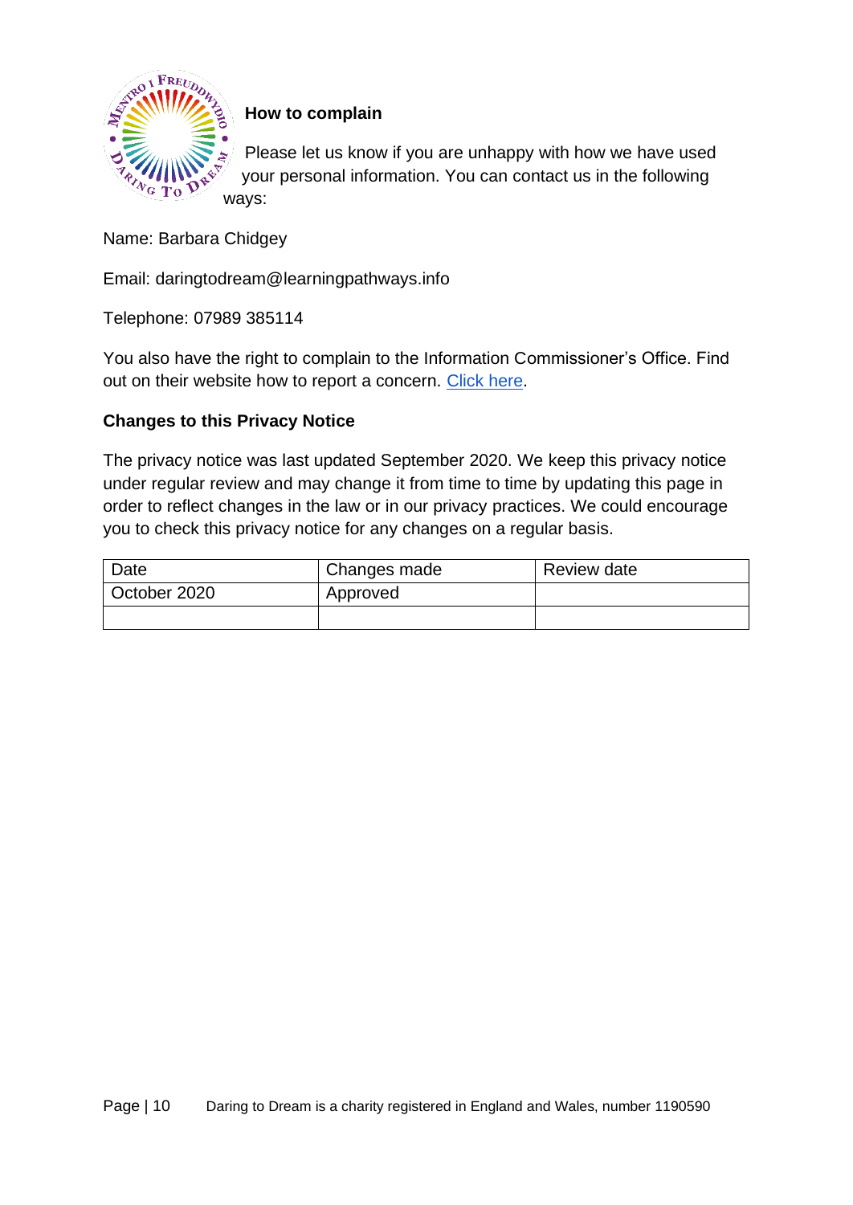### How to complain

Please let us know if you are unhappy with how we have used your personal information. You can contact us in the following ways:

Name: Barbara Chidgey

Email: daringtodream@learningpathways.info

Telephone: 07989 385114

You also have the right to complain to the Information Commissioner's Office. Find out on their website how to report a concern. Click here.

### Changes to this Privacy Notice

The privacy notice was last updated September 2020. We keep this privacy notice under regular review and may change it from time to time by updating this page in order to reflect changes in the law or in our privacy practices. We could encourage you to check this privacy notice for any changes on a regular basis.

| Date | Changes made | Review date |
|---|---|---|
| October 2020 | Approved | |
| | | |

Daring to Dream is a charity registered in England and Wales, number 1190590